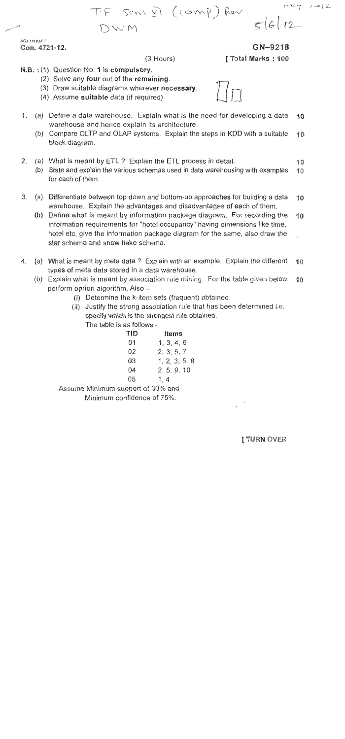T.E Sem VI (comp) Rev May 2012
DWM 5/6/12

AGJ 1st half 1
Con. 4721-12.

GN-9218

(3 Hours) [ Total Marks : 100

**N.B. :** (1) Question No. **1** is **compulsory**.
(2) Solve any **four** out of the **remaining**.
(3) Draw suitable diagrams wherever **necessary**.
(4) Assume **suitable** data (if required)

1. (a) Define a data warehouse. Explain what is the need for developing a data warehouse and hence explain its architecture. **10**
   (b) Compare OLTP and OLAP systems. Explain the steps in KDD with a suitable block diagram. **10**

2. (a) What is meant by ETL ? Explain the ETL process in detail. **10**
   (b) State and explain the various schemas used in data warehousing with examples for each of them. **10**

3. (a) Differentiate between top down and bottom-up approaches for building a data warehouse. Explain the advantages and disadvantages of each of them. **10**
   (b) Define what is meant by information package diagram. For recording the information requirements for "hotel occupancy" having dimensions like time, hotel etc, give the information package diagram for the same, also draw the star schema and snow flake schema. **10**

4. (a) What is meant by meta data ? Explain with an example. Explain the different types of meta data stored in a data warehouse. **10**
   (b) Explain what is meant by association rule mining. For the table given below perform apriori algorithm. Also – **10**
   (i) Determine the k-item sets (frequent) obtained.
   (ii) Justify the strong association rule that has been determined i.e. specify which is the strongest rule obtained.

   The table is as follows -

| TID | Items |
|---|---|
| 01 | 1, 3, 4, 6 |
| 02 | 2, 3, 5, 7 |
| 03 | 1, 2, 3, 5, 8 |
| 04 | 2, 5, 9, 10 |
| 05 | 1, 4 |

Assume Minimum support of 30% and
Minimum confidence of 75%.

[ TURN OVER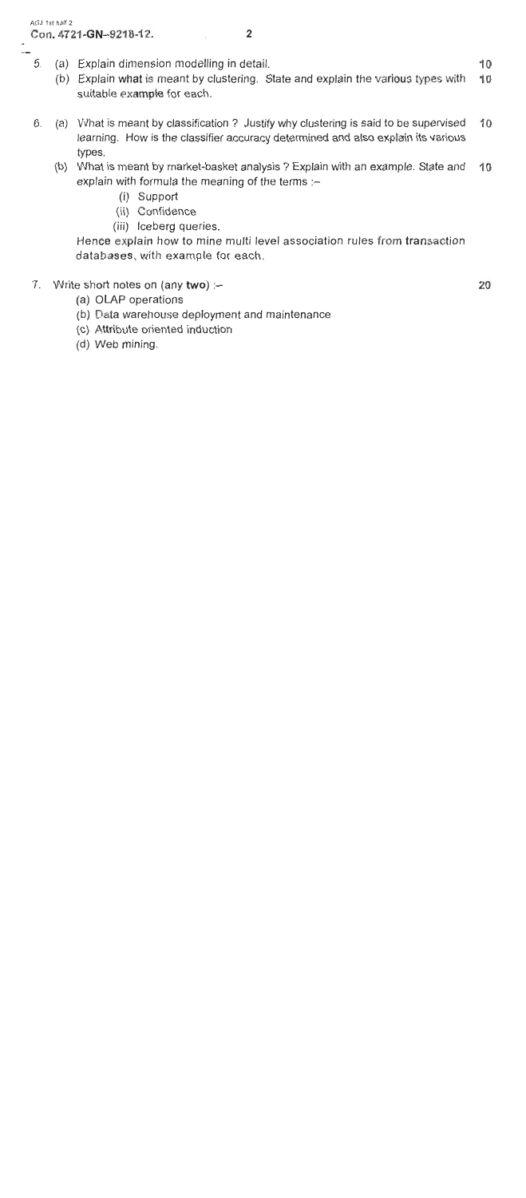5. (a) Explain dimension modelling in detail. 10

   (b) Explain what is meant by clustering. State and explain the various types with suitable example for each. 10

6. (a) What is meant by classification ? Justify why clustering is said to be supervised learning. How is the classifier accuracy determined and also explain its various types. 10

   (b) What is meant by market-basket analysis ? Explain with an example. State and explain with formula the meaning of the terms :– 10

      (i) Support
      (ii) Confidence
      (iii) Iceberg queries.

   Hence explain how to mine multi level association rules from transaction databases, with example for each.

7. Write short notes on (any **two**) :– 20

   (a) OLAP operations
   (b) Data warehouse deployment and maintenance
   (c) Attribute oriented induction
   (d) Web mining.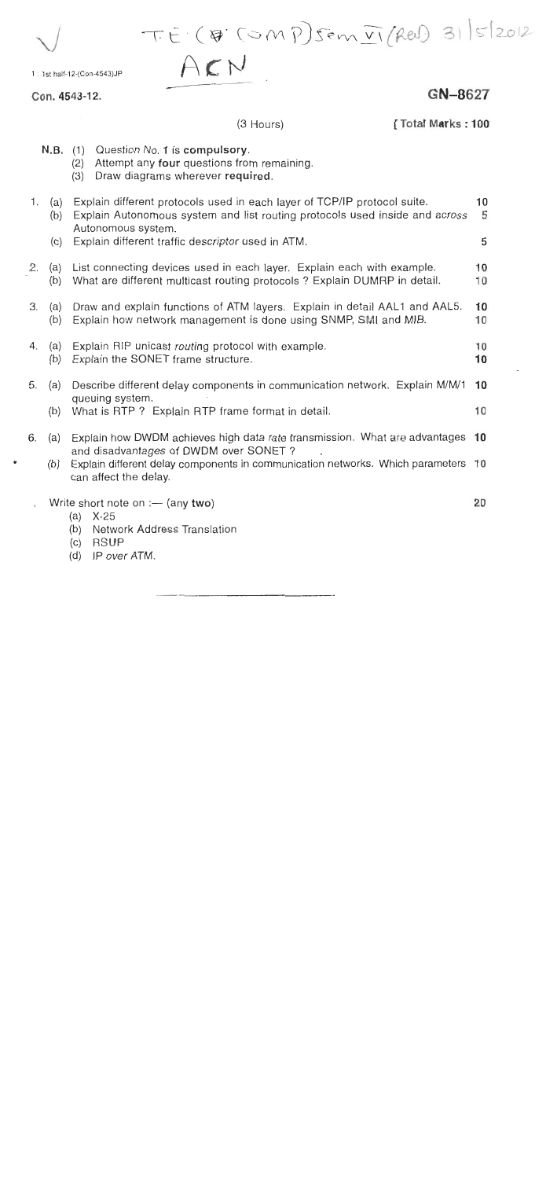T.E. (B (COMP) Sem VI (Rev) 31/5/2012

ACN

1 : 1st half-12-(Con-4543)JP

**Con. 4543-12.** **GN–8627**

(3 Hours) [ Total Marks : 100

**N.B.** (1) Question No. 1 is **compulsory**.
(2) Attempt any **four** questions from remaining.
(3) Draw diagrams wherever **required**.

| | | | |
|---|---|---|---|
| 1. | (a) | Explain different protocols used in each layer of TCP/IP protocol suite. | 10 |
| | (b) | Explain Autonomous system and list routing protocols used inside and across Autonomous system. | 5 |
| | (c) | Explain different traffic descriptor used in ATM. | 5 |
| 2. | (a) | List connecting devices used in each layer. Explain each with example. | 10 |
| | (b) | What are different multicast routing protocols ? Explain DUMRP in detail. | 10 |
| 3. | (a) | Draw and explain functions of ATM layers. Explain in detail AAL1 and AAL5. | 10 |
| | (b) | Explain how network management is done using SNMP, SMI and MIB. | 10 |
| 4. | (a) | Explain RIP unicast routing protocol with example. | 10 |
| | (b) | Explain the SONET frame structure. | 10 |
| 5. | (a) | Describe different delay components in communication network. Explain M/M/1 queuing system. | 10 |
| | (b) | What is RTP ? Explain RTP frame format in detail. | 10 |
| 6. | (a) | Explain how DWDM achieves high data rate transmission. What are advantages and disadvantages of DWDM over SONET ? | 10 |
| | (b) | Explain different delay components in communication networks. Which parameters can affect the delay. | 10 |

7. Write short note on :— (any **two**) **20**
   (a) X-25
   (b) Network Address Translation
   (c) RSUP
   (d) IP over ATM.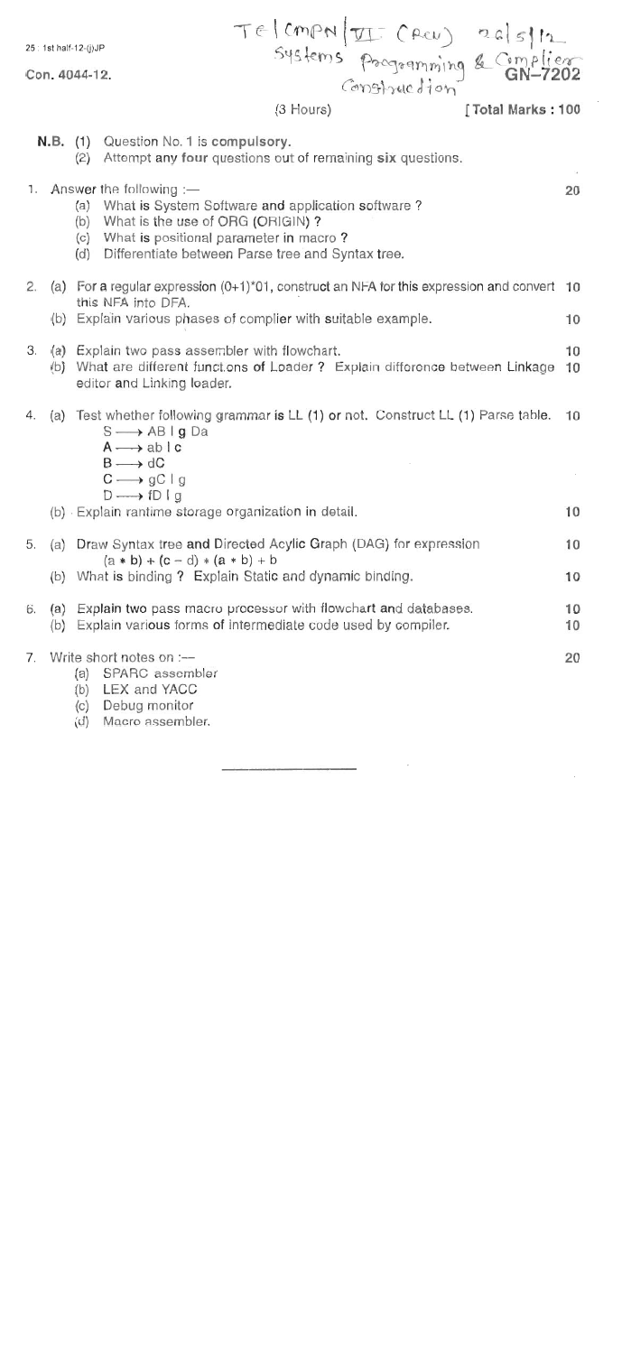25 : 1st half-12-(j)JP

Con. 4044-12.

TE | CMPN | VI (Rev) 26/5/12
Systems Programming & Compiler Construction

**GN-7202**

(3 Hours) [ Total Marks : 100

**N.B.** (1) Question No. 1 is **compulsory**.
(2) Attempt **any four** questions out of remaining six questions.

1. Answer the following :— **20**
   (a) What is System Software and application software ?
   (b) What is the use of ORG (ORIGIN) ?
   (c) What is positional parameter in macro ?
   (d) Differentiate between Parse tree and Syntax tree.

2. (a) For a regular expression (0+1)*01, construct an NFA for this expression and convert this NFA into DFA. **10**
   (b) Explain various phases of complier with suitable example. **10**

3. (a) Explain two pass assembler with flowchart. **10**
   (b) What are different functions of Loader ? Explain difference between Linkage editor and Linking loader. **10**

4. (a) Test whether following grammar is LL (1) or not. Construct LL (1) Parse table. **10**

   S ⟶ AB | g Da
   A ⟶ ab | c
   B ⟶ dC
   C ⟶ gC | g
   D ⟶ fD | g

   (b) Explain runtime storage organization in detail. **10**

5. (a) Draw Syntax tree and Directed Acylic Graph (DAG) for expression **10**
   (a * b) + (c − d) * (a * b) + b
   (b) What is binding ? Explain Static and dynamic binding. **10**

6. (a) Explain two pass macro processor with flowchart and databases. **10**
   (b) Explain various forms of intermediate code used by compiler. **10**

7. Write short notes on :— **20**
   (a) SPARC assembler
   (b) LEX and YACC
   (c) Debug monitor
   (d) Macro assembler.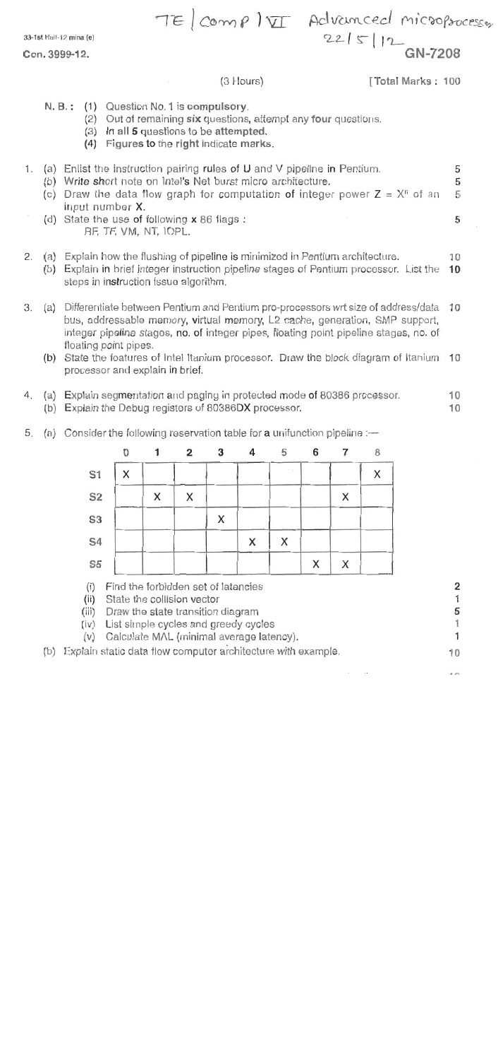TE | Comp | VI Advanced microprocessor
22/5/12

33-1st Half-12 mina (e)

Con. 3999-12.

GN-7208

(3 Hours) [Total Marks : 100

N. B. : (1) Question No. 1 is **compulsory**.
(2) Out of remaining **six** questions, attempt any **four** questions.
(3) In all **5** questions to be **attempted**.
(4) Figures to the right indicate marks.

1. (a) Enlist the instruction pairing rules of U and V pipeline in Pentium. 5
   (b) Write short note on Intel's Net burst micro architecture. 5
   (c) Draw the data flow graph for computation of integer power $Z = X^n$ of an input number X. 5
   (d) State the use of following x 86 flags : 5
   RF, TF, VM, NT, IOPL.

2. (a) Explain how the flushing of pipeline is minimized in Pentium architecture. 10
   (b) Explain in brief integer instruction pipeline stages of Pentium processor. List the steps in instruction issue algorithm. 10

3. (a) Differentiate between Pentium and Pentium pro-processors wrt size of address/data bus, addressable memory, virtual memory, L2 cache, generation, SMP support, integer pipeline stages, no. of integer pipes, floating point pipeline stages, no. of floating point pipes. 10
   (b) State the features of Intel Itanium processor. Draw the block diagram of Itanium processor and explain in brief. 10

4. (a) Explain segmentation and paging in protected mode of 80386 processor. 10
   (b) Explain the Debug registers of 80386DX processor. 10

5. (a) Consider the following reservation table for a unifunction pipeline :—

|  | 0 | 1 | 2 | 3 | 4 | 5 | 6 | 7 | 8 |
|---|---|---|---|---|---|---|---|---|---|
| S1 | X |  |  |  |  |  |  |  | X |
| S2 |  | X | X |  |  |  |  | X |  |
| S3 |  |  |  | X |  |  |  |  |  |
| S4 |  |  |  |  | X | X |  |  |  |
| S5 |  |  |  |  |  |  | X | X |  |

   (i) Find the forbidden set of latencies 2
   (ii) State the collision vector 1
   (iii) Draw the state transition diagram 5
   (iv) List simple cycles and greedy cycles 1
   (v) Calculate MAL (minimal average latency). 1

   (b) Explain static data flow computer architecture with example. 10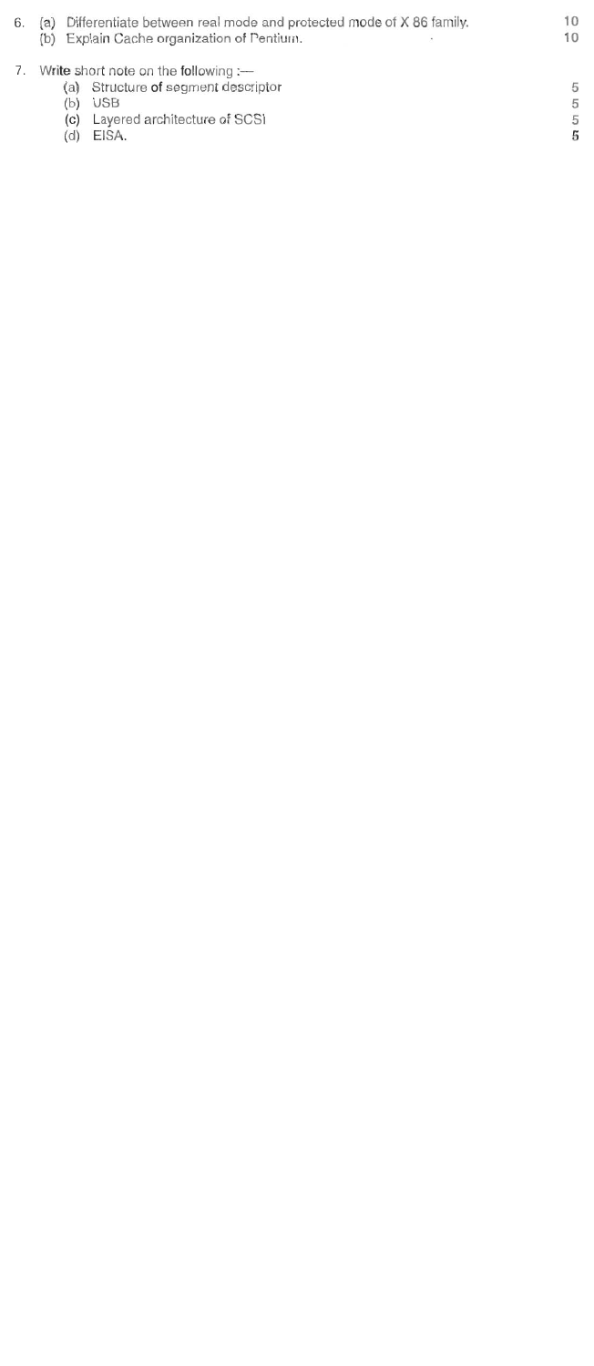6. (a) Differentiate between real mode and protected mode of X 86 family. 10

   (b) Explain Cache organization of Pentium. 10

7. Write short note on the following :—

   (a) Structure of segment descriptor 5

   (b) USB 5

   (c) Layered architecture of SCSI 5

   (d) EISA. 5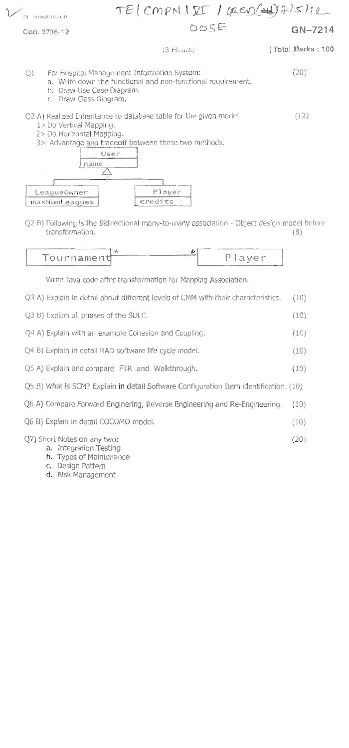TE/CMPN/VI / (REV)(AU) 7/5/12

OOSE

Con. 3736-12

**GN-7214**

(3 Hours)

[ Total Marks : 100

Q1 For Hospital Management Information System: (20)

a. Write down the functional and non-functional requirement.
b. Draw Use Case Diagram.
c. Draw Class Diagram.

Q2 A) Realized Inheritance to database table for the given model. (12)

1> Do Vertical Mapping.
2> Do Horizontal Mapping.
3> Advantage and tradeoff between these two methods.

```
              +-----------+
              | User      |
              +-----------+
              | name      |
              +-----------+
                    △
                    |
        +-----------+-----------+
        |                       |
+----------------+       +-----------+
| LeagueOwner    |       | Player    |
+----------------+       +-----------+
| maxNumLeagues  |       | credits   |
+----------------+       +-----------+
```

Q2 B) Following is the Bidirectional many-to-many association - Object design model before transformation. (8)

```
+------------+ *          * +------------+
| Tournament |--------------| Player     |
+------------+              +------------+
```

Write Java code after transformation for Mapping Association.

Q3 A) Explain in detail about different levels of CMM with their characteristics. (10)

Q3 B) Explain all phases of the SDLC. (10)

Q4 A) Explain with an example Cohesion and Coupling. (10)

Q4 B) Explain in detail RAD software life cycle model. (10)

Q5 A) Explain and compare FTR and Walkthrough. (10)

Q5 B) What is SCM? Explain in detail Software Configuration Item identification. (10)

Q6 A) Compare Forward Enginering, Reverse Engineering and Re-Engineering. (10)

Q6 B) Explain in detail COCOMO model. (10)

Q7) Short Notes on any two: (20)

a. Integration Testing
b. Types of Maintenance
c. Design Pattern
d. Risk Management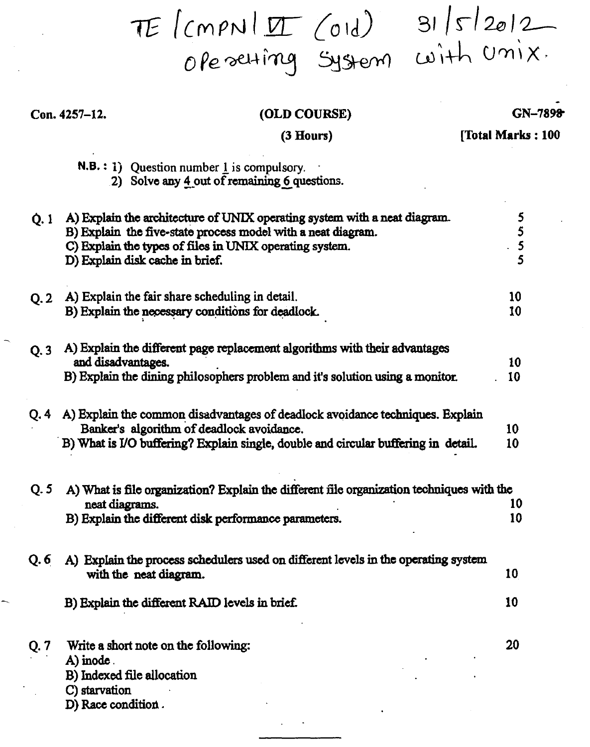TE / CMPN / VI (old) 31/5/2012
Operating System with Unix.

**Con. 4257-12.** **(OLD COURSE)** **GN-7898**

**(3 Hours)** **[Total Marks : 100**

**N.B. :** 1) Question number 1 is compulsory.
2) Solve any 4 out of remaining 6 questions.

**Q. 1**
A) Explain the architecture of UNIX operating system with a neat diagram. — 5
B) Explain the five-state process model with a neat diagram. — 5
C) Explain the types of files in UNIX operating system. — 5
D) Explain disk cache in brief. — 5

**Q. 2**
A) Explain the fair share scheduling in detail. — 10
B) Explain the necessary conditions for deadlock. — 10

**Q. 3**
A) Explain the different page replacement algorithms with their advantages and disadvantages. — 10
B) Explain the dining philosophers problem and it's solution using a monitor. — 10

**Q. 4**
A) Explain the common disadvantages of deadlock avoidance techniques. Explain Banker's algorithm of deadlock avoidance. — 10
B) What is I/O buffering? Explain single, double and circular buffering in detail. — 10

**Q. 5**
A) What is file organization? Explain the different file organization techniques with the neat diagrams. — 10
B) Explain the different disk performance parameters. — 10

**Q. 6**
A) Explain the process schedulers used on different levels in the operating system with the neat diagram. — 10
B) Explain the different RAID levels in brief. — 10

**Q. 7** Write a short note on the following: — 20
A) inode.
B) Indexed file allocation
C) starvation
D) Race condition.